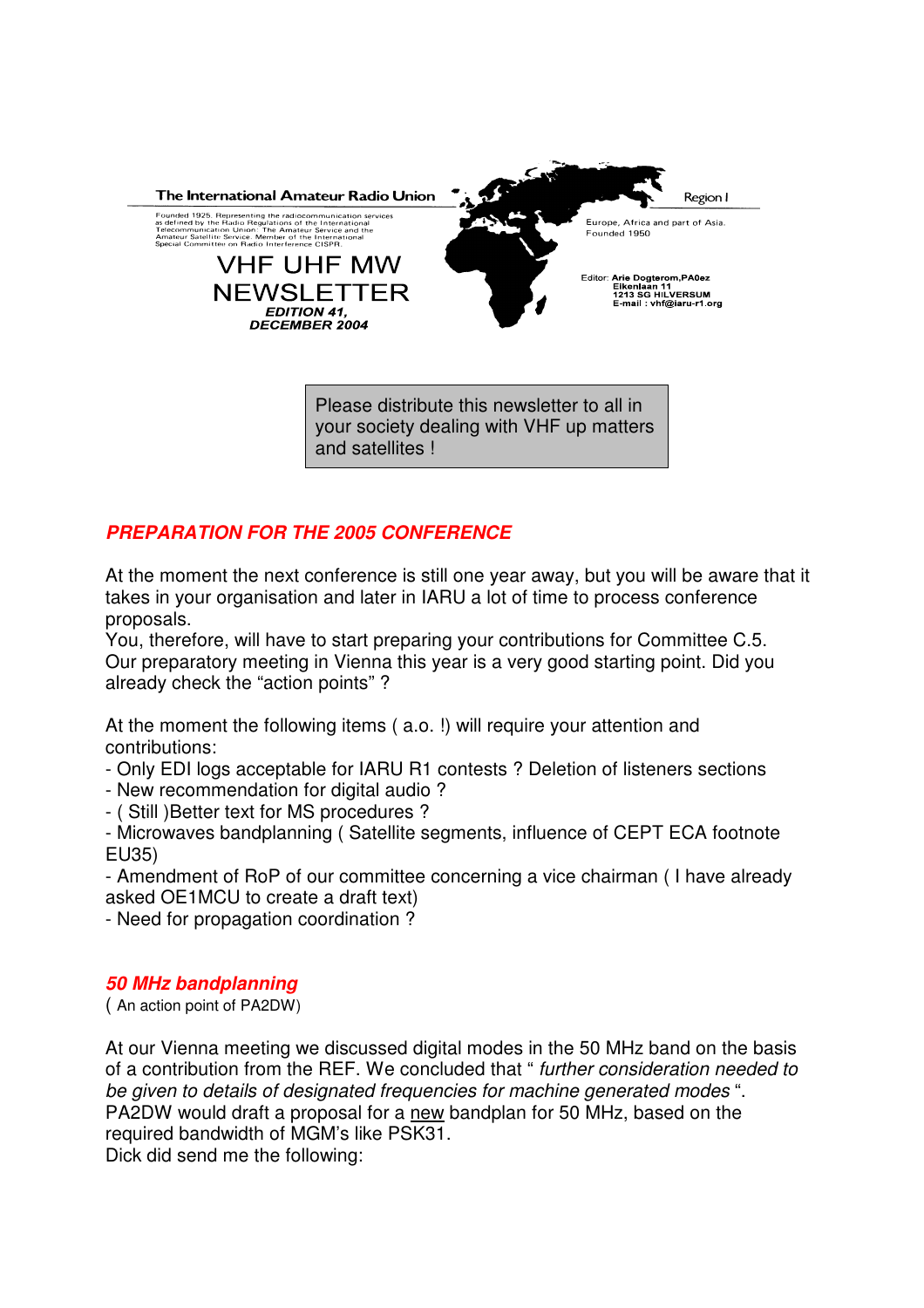The International Amateur Radio Union

Founded 1925. Representing the radiocommunication services as defined by the Radio Regulations of the International Telecommunication Union: The Amateur Service and the Amateur Satellite Service. Member of the International Special Committee on Radio Interference CISPR.

Region I

Europe, Africa and part of Asia.
Founded 1950

# VHF UHF MW NEWSLETTER

***EDITION 41, DECEMBER 2004***

Editor: **Arie Dogterom,PA0ez**
**Eikenlaan 11**
**1213 SG HILVERSUM**
**E-mail : vhf@iaru-r1.org**

> Please distribute this newsletter to all in your society dealing with VHF up matters and satellites !

## *PREPARATION FOR THE 2005 CONFERENCE*

At the moment the next conference is still one year away, but you will be aware that it takes in your organisation and later in IARU a lot of time to process conference proposals.
You, therefore, will have to start preparing your contributions for Committee C.5. Our preparatory meeting in Vienna this year is a very good starting point. Did you already check the "action points" ?

At the moment the following items ( a.o. !) will require your attention and contributions:
- Only EDI logs acceptable for IARU R1 contests ? Deletion of listeners sections
- New recommendation for digital audio ?
- ( Still )Better text for MS procedures ?
- Microwaves bandplanning ( Satellite segments, influence of CEPT ECA footnote EU35)
- Amendment of RoP of our committee concerning a vice chairman ( I have already asked OE1MCU to create a draft text)
- Need for propagation coordination ?

## *50 MHz bandplanning*

( An action point of PA2DW)

At our Vienna meeting we discussed digital modes in the 50 MHz band on the basis of a contribution from the REF. We concluded that " *further consideration needed to be given to details of designated frequencies for machine generated modes* ". PA2DW would draft a proposal for a new bandplan for 50 MHz, based on the required bandwidth of MGM's like PSK31.
Dick did send me the following: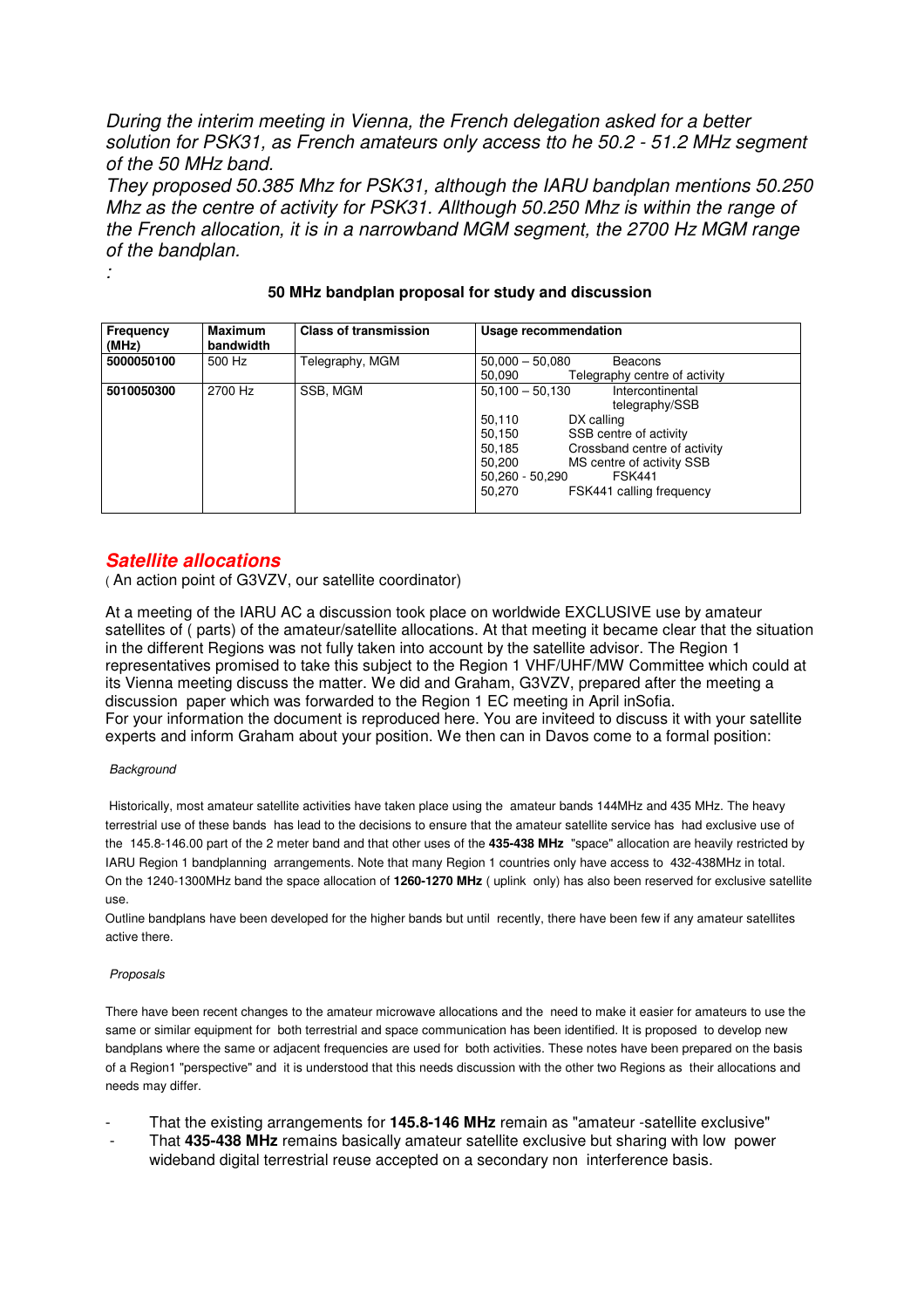*During the interim meeting in Vienna, the French delegation asked for a better solution for PSK31, as French amateurs only access tto he 50.2 - 51.2 MHz segment of the 50 MHz band.*

*They proposed 50.385 Mhz for PSK31, although the IARU bandplan mentions 50.250 Mhz as the centre of activity for PSK31. Allthough 50.250 Mhz is within the range of the French allocation, it is in a narrowband MGM segment, the 2700 Hz MGM range of the bandplan.*

*:*

**50 MHz bandplan proposal for study and discussion**

| Frequency (MHz) | Maximum bandwidth | Class of transmission | Usage recommendation |
|---|---|---|---|
| 5000050100 | 500 Hz | Telegraphy, MGM | 50,000 – 50,080 Beacons<br>50,090 Telegraphy centre of activity |
| 5010050300 | 2700 Hz | SSB, MGM | 50,100 – 50,130 Intercontinental telegraphy/SSB<br>50,110 DX calling<br>50,150 SSB centre of activity<br>50,185 Crossband centre of activity<br>50,200 MS centre of activity SSB<br>50,260 - 50,290 FSK441<br>50,270 FSK441 calling frequency |

## Satellite allocations

( An action point of G3VZV, our satellite coordinator)

At a meeting of the IARU AC a discussion took place on worldwide EXCLUSIVE use by amateur satellites of ( parts) of the amateur/satellite allocations. At that meeting it became clear that the situation in the different Regions was not fully taken into account by the satellite advisor. The Region 1 representatives promised to take this subject to the Region 1 VHF/UHF/MW Committee which could at its Vienna meeting discuss the matter. We did and Graham, G3VZV, prepared after the meeting a discussion paper which was forwarded to the Region 1 EC meeting in April inSofia.
For your information the document is reproduced here. You are inviteed to discuss it with your satellite experts and inform Graham about your position. We then can in Davos come to a formal position:

*Background*

Historically, most amateur satellite activities have taken place using the amateur bands 144MHz and 435 MHz. The heavy terrestrial use of these bands has lead to the decisions to ensure that the amateur satellite service has had exclusive use of the 145.8-146.00 part of the 2 meter band and that other uses of the **435-438 MHz** "space" allocation are heavily restricted by IARU Region 1 bandplanning arrangements. Note that many Region 1 countries only have access to 432-438MHz in total. On the 1240-1300MHz band the space allocation of **1260-1270 MHz** ( uplink only) has also been reserved for exclusive satellite use.

Outline bandplans have been developed for the higher bands but until recently, there have been few if any amateur satellites active there.

*Proposals*

There have been recent changes to the amateur microwave allocations and the need to make it easier for amateurs to use the same or similar equipment for both terrestrial and space communication has been identified. It is proposed to develop new bandplans where the same or adjacent frequencies are used for both activities. These notes have been prepared on the basis of a Region1 "perspective" and it is understood that this needs discussion with the other two Regions as their allocations and needs may differ.

- That the existing arrangements for **145.8-146 MHz** remain as "amateur -satellite exclusive"
- That **435-438 MHz** remains basically amateur satellite exclusive but sharing with low power wideband digital terrestrial reuse accepted on a secondary non interference basis.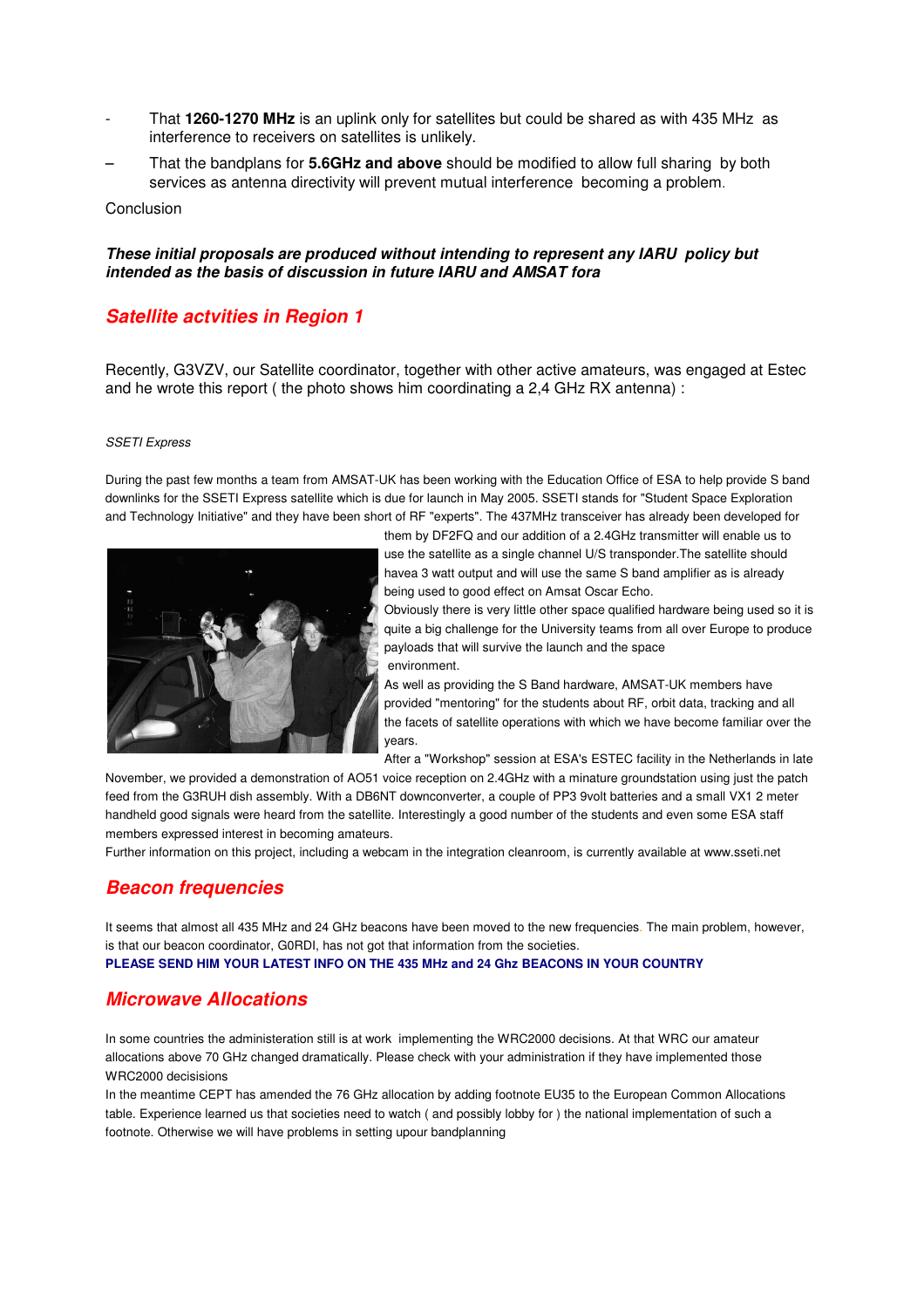- That **1260-1270 MHz** is an uplink only for satellites but could be shared as with 435 MHz as interference to receivers on satellites is unlikely.
- That the bandplans for **5.6GHz and above** should be modified to allow full sharing by both services as antenna directivity will prevent mutual interference becoming a problem.

Conclusion

***These initial proposals are produced without intending to represent any IARU policy but intended as the basis of discussion in future IARU and AMSAT fora***

## *Satellite actvities in Region 1*

Recently, G3VZV, our Satellite coordinator, together with other active amateurs, was engaged at Estec and he wrote this report ( the photo shows him coordinating a 2,4 GHz RX antenna) :

*SSETI Express*

During the past few months a team from AMSAT-UK has been working with the Education Office of ESA to help provide S band downlinks for the SSETI Express satellite which is due for launch in May 2005. SSETI stands for "Student Space Exploration and Technology Initiative" and they have been short of RF "experts". The 437MHz transceiver has already been developed for them by DF2FQ and our addition of a 2.4GHz transmitter will enable us to use the satellite as a single channel U/S transponder.The satellite should havea 3 watt output and will use the same S band amplifier as is already being used to good effect on Amsat Oscar Echo.

Obviously there is very little other space qualified hardware being used so it is quite a big challenge for the University teams from all over Europe to produce payloads that will survive the launch and the space environment.

As well as providing the S Band hardware, AMSAT-UK members have provided "mentoring" for the students about RF, orbit data, tracking and all the facets of satellite operations with which we have become familiar over the years.

After a "Workshop" session at ESA's ESTEC facility in the Netherlands in late November, we provided a demonstration of AO51 voice reception on 2.4GHz with a minature groundstation using just the patch feed from the G3RUH dish assembly. With a DB6NT downconverter, a couple of PP3 9volt batteries and a small VX1 2 meter handheld good signals were heard from the satellite. Interestingly a good number of the students and even some ESA staff members expressed interest in becoming amateurs.

Further information on this project, including a webcam in the integration cleanroom, is currently available at www.sseti.net

## *Beacon frequencies*

It seems that almost all 435 MHz and 24 GHz beacons have been moved to the new frequencies. The main problem, however, is that our beacon coordinator, G0RDI, has not got that information from the societies.

**PLEASE SEND HIM YOUR LATEST INFO ON THE 435 MHz and 24 Ghz BEACONS IN YOUR COUNTRY**

## *Microwave Allocations*

In some countries the administeration still is at work implementing the WRC2000 decisions. At that WRC our amateur allocations above 70 GHz changed dramatically. Please check with your administration if they have implemented those WRC2000 decisisions

In the meantime CEPT has amended the 76 GHz allocation by adding footnote EU35 to the European Common Allocations table. Experience learned us that societies need to watch ( and possibly lobby for ) the national implementation of such a footnote. Otherwise we will have problems in setting upour bandplanning